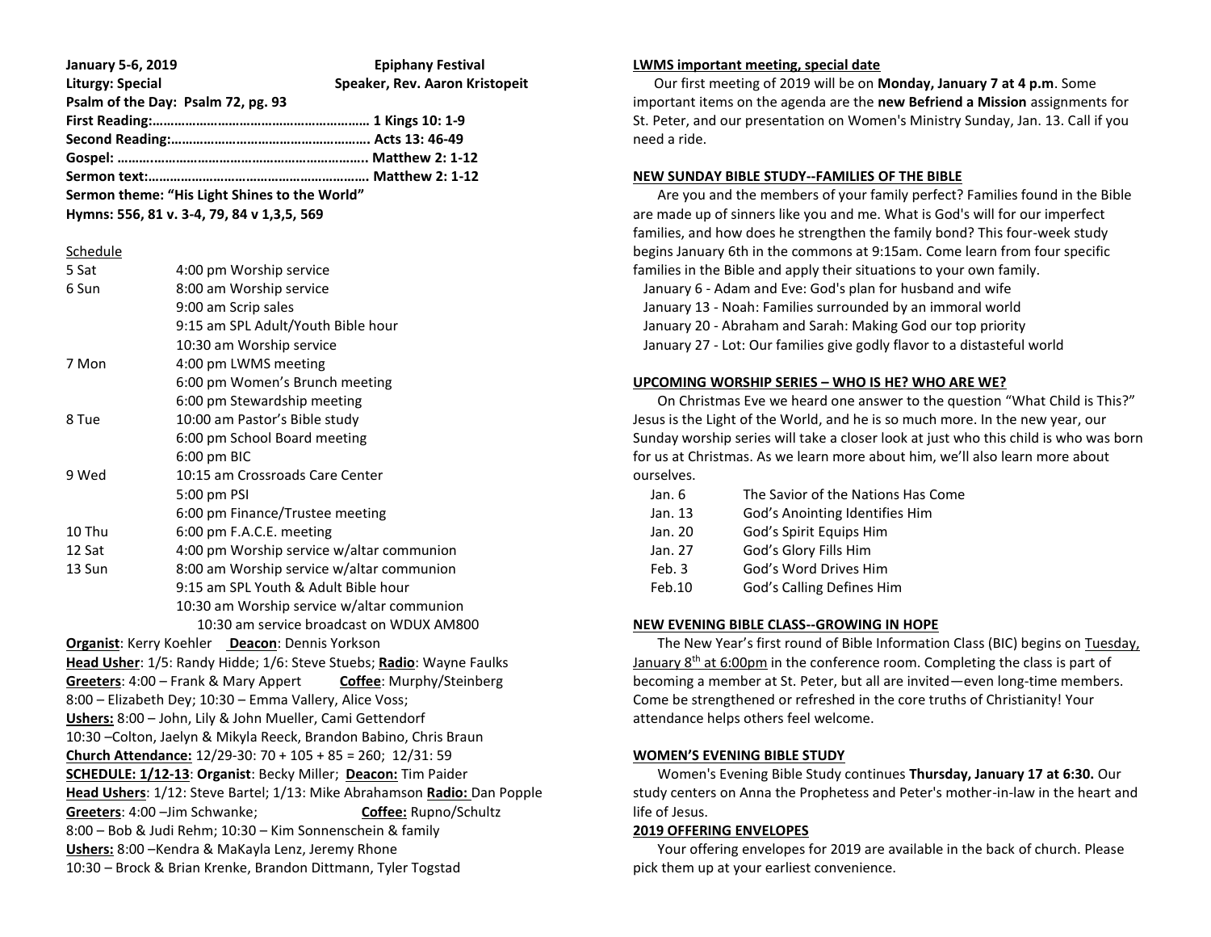**January 5-6, 2019** **Epiphany Festival**

**Liturgy: Special** **Speaker, Rev. Aaron Kristopeit**

**Psalm of the Day: Psalm 72, pg. 93**

**First Reading:…………………………………………………… 1 Kings 10: 1-9**

**Second Reading:………………………………………………. Acts 13: 46-49**

**Gospel: …….………………………………………………….. Matthew 2: 1-12**

**Sermon text:…………………………………………………… Matthew 2: 1-12**

**Sermon theme: "His Light Shines to the World"**

**Hymns: 556, 81 v. 3-4, 79, 84 v 1,3,5, 569**

Schedule

| | |
|---|---|
| 5 Sat | 4:00 pm Worship service |
| 6 Sun | 8:00 am Worship service |
| | 9:00 am Scrip sales |
| | 9:15 am SPL Adult/Youth Bible hour |
| | 10:30 am Worship service |
| 7 Mon | 4:00 pm LWMS meeting |
| | 6:00 pm Women's Brunch meeting |
| | 6:00 pm Stewardship meeting |
| 8 Tue | 10:00 am Pastor's Bible study |
| | 6:00 pm School Board meeting |
| | 6:00 pm BIC |
| 9 Wed | 10:15 am Crossroads Care Center |
| | 5:00 pm PSI |
| | 6:00 pm Finance/Trustee meeting |
| 10 Thu | 6:00 pm F.A.C.E. meeting |
| 12 Sat | 4:00 pm Worship service w/altar communion |
| 13 Sun | 8:00 am Worship service w/altar communion |
| | 9:15 am SPL Youth & Adult Bible hour |
| | 10:30 am Worship service w/altar communion |
| | 10:30 am service broadcast on WDUX AM800 |

**Organist**: Kerry Koehler **Deacon**: Dennis Yorkson

**Head Usher**: 1/5: Randy Hidde; 1/6: Steve Stuebs; **Radio**: Wayne Faulks

**Greeters**: 4:00 – Frank & Mary Appert **Coffee**: Murphy/Steinberg

8:00 – Elizabeth Dey; 10:30 – Emma Vallery, Alice Voss;

**Ushers:** 8:00 – John, Lily & John Mueller, Cami Gettendorf

10:30 –Colton, Jaelyn & Mikyla Reeck, Brandon Babino, Chris Braun

**Church Attendance:** 12/29-30: 70 + 105 + 85 = 260; 12/31: 59

**SCHEDULE: 1/12-13**: **Organist**: Becky Miller; **Deacon:** Tim Paider

**Head Ushers**: 1/12: Steve Bartel; 1/13: Mike Abrahamson **Radio:** Dan Popple

**Greeters**: 4:00 –Jim Schwanke; **Coffee:** Rupno/Schultz

8:00 – Bob & Judi Rehm; 10:30 – Kim Sonnenschein & family

**Ushers:** 8:00 –Kendra & MaKayla Lenz, Jeremy Rhone

10:30 – Brock & Brian Krenke, Brandon Dittmann, Tyler Togstad

**LWMS important meeting, special date**

Our first meeting of 2019 will be on **Monday, January 7 at 4 p.m**. Some important items on the agenda are the **new Befriend a Mission** assignments for St. Peter, and our presentation on Women's Ministry Sunday, Jan. 13. Call if you need a ride.

**NEW SUNDAY BIBLE STUDY--FAMILIES OF THE BIBLE**

Are you and the members of your family perfect? Families found in the Bible are made up of sinners like you and me. What is God's will for our imperfect families, and how does he strengthen the family bond? This four-week study begins January 6th in the commons at 9:15am. Come learn from four specific families in the Bible and apply their situations to your own family.

January 6 - Adam and Eve: God's plan for husband and wife
January 13 - Noah: Families surrounded by an immoral world
January 20 - Abraham and Sarah: Making God our top priority
January 27 - Lot: Our families give godly flavor to a distasteful world

**UPCOMING WORSHIP SERIES – WHO IS HE? WHO ARE WE?**

On Christmas Eve we heard one answer to the question "What Child is This?" Jesus is the Light of the World, and he is so much more. In the new year, our Sunday worship series will take a closer look at just who this child is who was born for us at Christmas. As we learn more about him, we'll also learn more about ourselves.

| | |
|---|---|
| Jan. 6 | The Savior of the Nations Has Come |
| Jan. 13 | God's Anointing Identifies Him |
| Jan. 20 | God's Spirit Equips Him |
| Jan. 27 | God's Glory Fills Him |
| Feb. 3 | God's Word Drives Him |
| Feb.10 | God's Calling Defines Him |

**NEW EVENING BIBLE CLASS--GROWING IN HOPE**

The New Year's first round of Bible Information Class (BIC) begins on Tuesday, January 8th at 6:00pm in the conference room. Completing the class is part of becoming a member at St. Peter, but all are invited—even long-time members. Come be strengthened or refreshed in the core truths of Christianity! Your attendance helps others feel welcome.

**WOMEN'S EVENING BIBLE STUDY**

Women's Evening Bible Study continues **Thursday, January 17 at 6:30.** Our study centers on Anna the Prophetess and Peter's mother-in-law in the heart and life of Jesus.

**2019 OFFERING ENVELOPES**

Your offering envelopes for 2019 are available in the back of church. Please pick them up at your earliest convenience.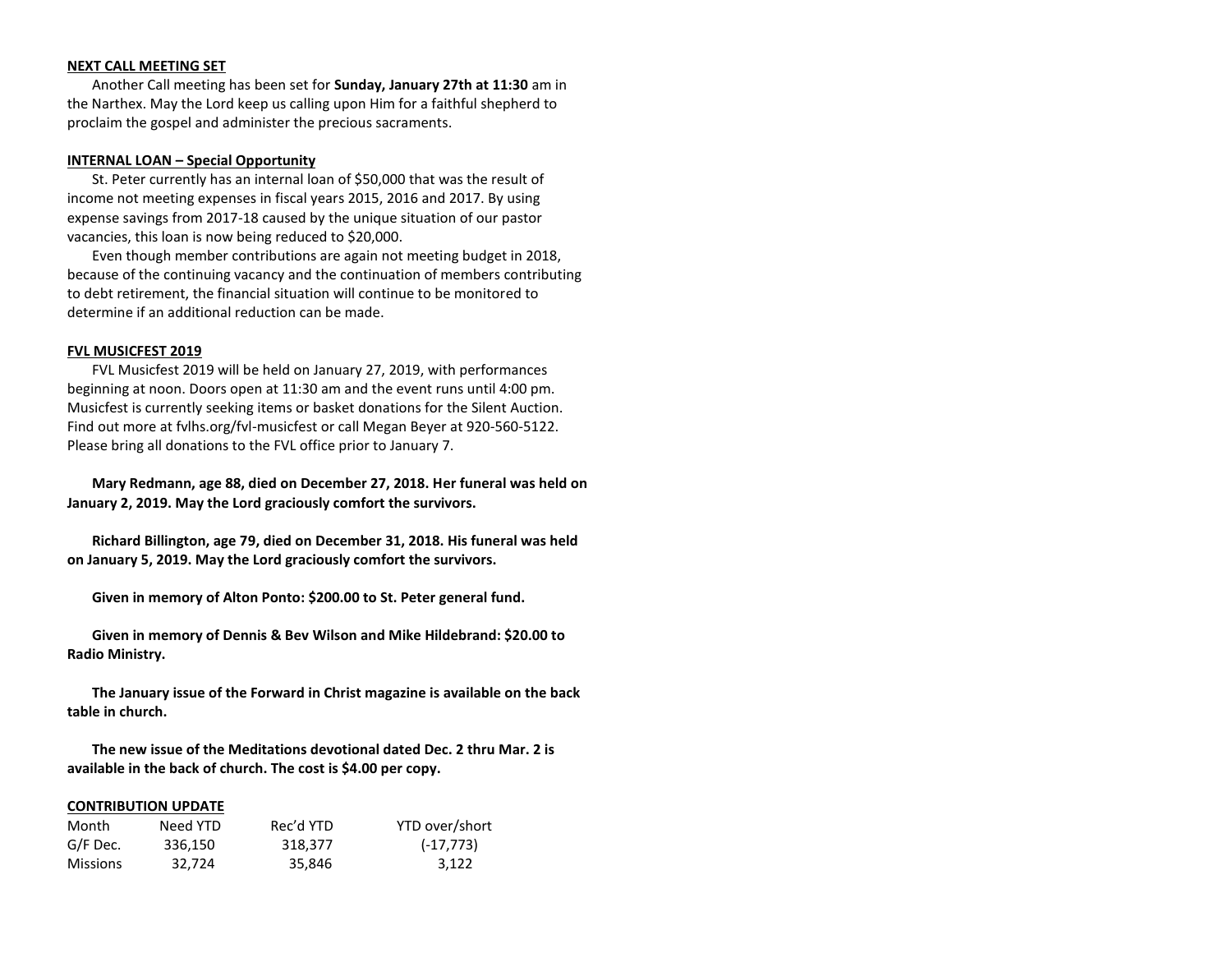**NEXT CALL MEETING SET**

Another Call meeting has been set for **Sunday, January 27th at 11:30** am in the Narthex. May the Lord keep us calling upon Him for a faithful shepherd to proclaim the gospel and administer the precious sacraments.

**INTERNAL LOAN – Special Opportunity**

St. Peter currently has an internal loan of $50,000 that was the result of income not meeting expenses in fiscal years 2015, 2016 and 2017. By using expense savings from 2017-18 caused by the unique situation of our pastor vacancies, this loan is now being reduced to $20,000.

Even though member contributions are again not meeting budget in 2018, because of the continuing vacancy and the continuation of members contributing to debt retirement, the financial situation will continue to be monitored to determine if an additional reduction can be made.

**FVL MUSICFEST 2019**

FVL Musicfest 2019 will be held on January 27, 2019, with performances beginning at noon. Doors open at 11:30 am and the event runs until 4:00 pm. Musicfest is currently seeking items or basket donations for the Silent Auction. Find out more at fvlhs.org/fvl-musicfest or call Megan Beyer at 920-560-5122. Please bring all donations to the FVL office prior to January 7.

**Mary Redmann, age 88, died on December 27, 2018. Her funeral was held on January 2, 2019. May the Lord graciously comfort the survivors.**

**Richard Billington, age 79, died on December 31, 2018. His funeral was held on January 5, 2019. May the Lord graciously comfort the survivors.**

**Given in memory of Alton Ponto: $200.00 to St. Peter general fund.**

**Given in memory of Dennis & Bev Wilson and Mike Hildebrand: $20.00 to Radio Ministry.**

**The January issue of the Forward in Christ magazine is available on the back table in church.**

**The new issue of the Meditations devotional dated Dec. 2 thru Mar. 2 is available in the back of church. The cost is $4.00 per copy.**

**CONTRIBUTION UPDATE**

| Month | Need YTD | Rec'd YTD | YTD over/short |
|---|---|---|---|
| G/F Dec. | 336,150 | 318,377 | (-17,773) |
| Missions | 32,724 | 35,846 | 3,122 |